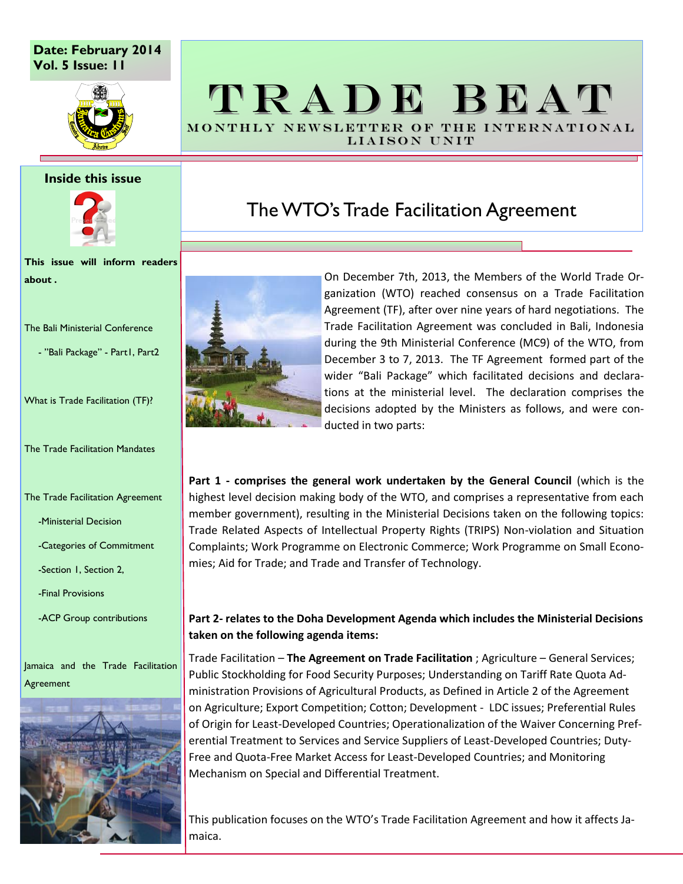Date: February 2014
Vol. 5 Issue: 11

# TRADE BEAT

MONTHLY NEWSLETTER OF THE INTERNATIONAL LIAISON UNIT

**Inside this issue**

**This issue will inform readers about .**

The Bali Ministerial Conference

- "Bali Package" - Part1, Part2

What is Trade Facilitation (TF)?

The Trade Facilitation Mandates

The Trade Facilitation Agreement

- -Ministerial Decision
- -Categories of Commitment
- -Section 1, Section 2,
- -Final Provisions
- -ACP Group contributions

Jamaica and the Trade Facilitation Agreement

## The WTO's Trade Facilitation Agreement

On December 7th, 2013, the Members of the World Trade Organization (WTO) reached consensus on a Trade Facilitation Agreement (TF), after over nine years of hard negotiations. The Trade Facilitation Agreement was concluded in Bali, Indonesia during the 9th Ministerial Conference (MC9) of the WTO, from December 3 to 7, 2013. The TF Agreement formed part of the wider "Bali Package" which facilitated decisions and declarations at the ministerial level. The declaration comprises the decisions adopted by the Ministers as follows, and were conducted in two parts:

**Part 1 - comprises the general work undertaken by the General Council** (which is the highest level decision making body of the WTO, and comprises a representative from each member government), resulting in the Ministerial Decisions taken on the following topics: Trade Related Aspects of Intellectual Property Rights (TRIPS) Non-violation and Situation Complaints; Work Programme on Electronic Commerce; Work Programme on Small Economies; Aid for Trade; and Trade and Transfer of Technology.

**Part 2- relates to the Doha Development Agenda which includes the Ministerial Decisions taken on the following agenda items:**

Trade Facilitation – **The Agreement on Trade Facilitation** ; Agriculture – General Services; Public Stockholding for Food Security Purposes; Understanding on Tariff Rate Quota Administration Provisions of Agricultural Products, as Defined in Article 2 of the Agreement on Agriculture; Export Competition; Cotton; Development - LDC issues; Preferential Rules of Origin for Least-Developed Countries; Operationalization of the Waiver Concerning Preferential Treatment to Services and Service Suppliers of Least-Developed Countries; Duty-Free and Quota-Free Market Access for Least-Developed Countries; and Monitoring Mechanism on Special and Differential Treatment.

This publication focuses on the WTO's Trade Facilitation Agreement and how it affects Jamaica.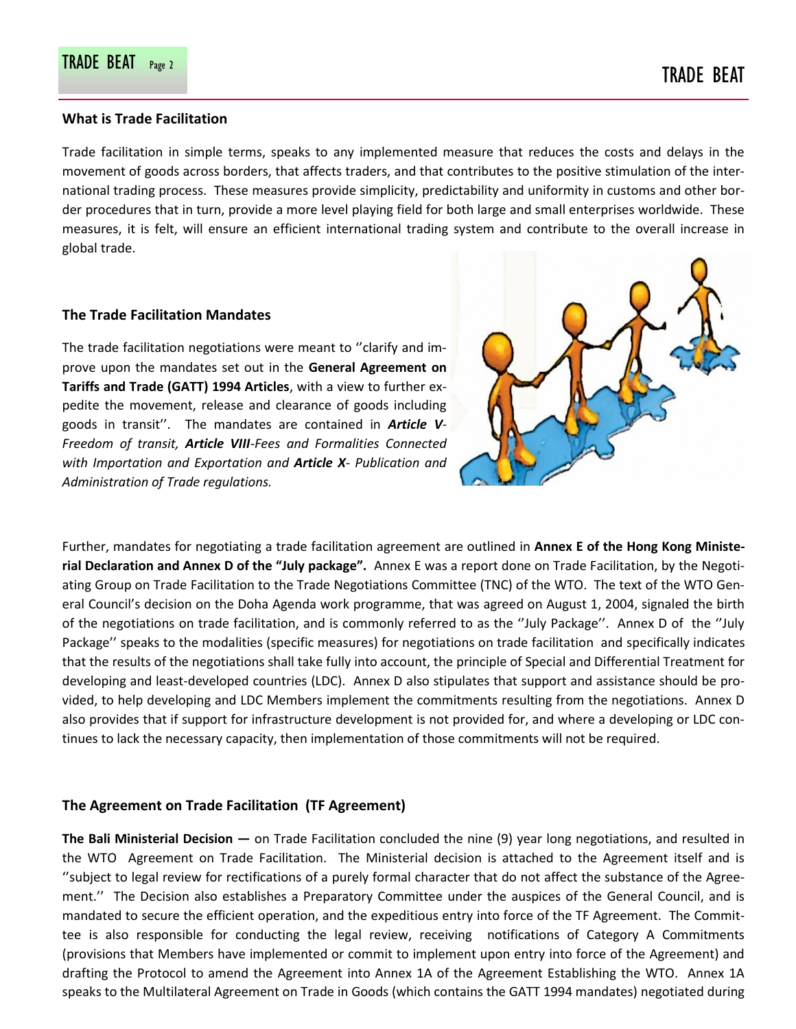### What is Trade Facilitation

Trade facilitation in simple terms, speaks to any implemented measure that reduces the costs and delays in the movement of goods across borders, that affects traders, and that contributes to the positive stimulation of the international trading process. These measures provide simplicity, predictability and uniformity in customs and other border procedures that in turn, provide a more level playing field for both large and small enterprises worldwide. These measures, it is felt, will ensure an efficient international trading system and contribute to the overall increase in global trade.

### The Trade Facilitation Mandates

The trade facilitation negotiations were meant to ''clarify and improve upon the mandates set out in the **General Agreement on Tariffs and Trade (GATT) 1994 Articles**, with a view to further expedite the movement, release and clearance of goods including goods in transit''. The mandates are contained in ***Article V****-Freedom of transit,* ***Article VIII****-Fees and Formalities Connected with Importation and Exportation and* ***Article X****- Publication and Administration of Trade regulations.*

Further, mandates for negotiating a trade facilitation agreement are outlined in **Annex E of the Hong Kong Ministerial Declaration and Annex D of the "July package".** Annex E was a report done on Trade Facilitation, by the Negotiating Group on Trade Facilitation to the Trade Negotiations Committee (TNC) of the WTO. The text of the WTO General Council's decision on the Doha Agenda work programme, that was agreed on August 1, 2004, signaled the birth of the negotiations on trade facilitation, and is commonly referred to as the ''July Package''. Annex D of the ''July Package'' speaks to the modalities (specific measures) for negotiations on trade facilitation and specifically indicates that the results of the negotiations shall take fully into account, the principle of Special and Differential Treatment for developing and least-developed countries (LDC). Annex D also stipulates that support and assistance should be provided, to help developing and LDC Members implement the commitments resulting from the negotiations. Annex D also provides that if support for infrastructure development is not provided for, and where a developing or LDC continues to lack the necessary capacity, then implementation of those commitments will not be required.

### The Agreement on Trade Facilitation (TF Agreement)

**The Bali Ministerial Decision —** on Trade Facilitation concluded the nine (9) year long negotiations, and resulted in the WTO Agreement on Trade Facilitation. The Ministerial decision is attached to the Agreement itself and is ''subject to legal review for rectifications of a purely formal character that do not affect the substance of the Agreement.'' The Decision also establishes a Preparatory Committee under the auspices of the General Council, and is mandated to secure the efficient operation, and the expeditious entry into force of the TF Agreement. The Committee is also responsible for conducting the legal review, receiving notifications of Category A Commitments (provisions that Members have implemented or commit to implement upon entry into force of the Agreement) and drafting the Protocol to amend the Agreement into Annex 1A of the Agreement Establishing the WTO. Annex 1A speaks to the Multilateral Agreement on Trade in Goods (which contains the GATT 1994 mandates) negotiated during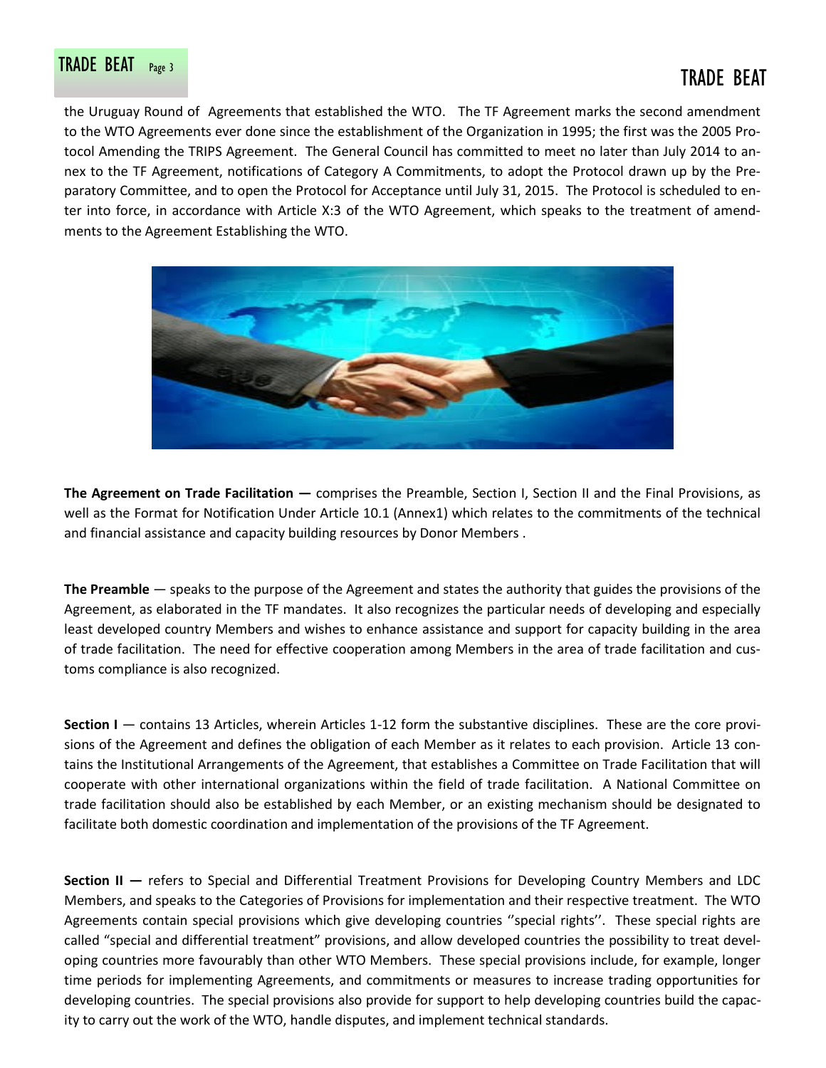the Uruguay Round of Agreements that established the WTO. The TF Agreement marks the second amendment to the WTO Agreements ever done since the establishment of the Organization in 1995; the first was the 2005 Protocol Amending the TRIPS Agreement. The General Council has committed to meet no later than July 2014 to annex to the TF Agreement, notifications of Category A Commitments, to adopt the Protocol drawn up by the Preparatory Committee, and to open the Protocol for Acceptance until July 31, 2015. The Protocol is scheduled to enter into force, in accordance with Article X:3 of the WTO Agreement, which speaks to the treatment of amendments to the Agreement Establishing the WTO.

**The Agreement on Trade Facilitation —** comprises the Preamble, Section I, Section II and the Final Provisions, as well as the Format for Notification Under Article 10.1 (Annex1) which relates to the commitments of the technical and financial assistance and capacity building resources by Donor Members .

**The Preamble** — speaks to the purpose of the Agreement and states the authority that guides the provisions of the Agreement, as elaborated in the TF mandates. It also recognizes the particular needs of developing and especially least developed country Members and wishes to enhance assistance and support for capacity building in the area of trade facilitation. The need for effective cooperation among Members in the area of trade facilitation and customs compliance is also recognized.

**Section I** — contains 13 Articles, wherein Articles 1-12 form the substantive disciplines. These are the core provisions of the Agreement and defines the obligation of each Member as it relates to each provision. Article 13 contains the Institutional Arrangements of the Agreement, that establishes a Committee on Trade Facilitation that will cooperate with other international organizations within the field of trade facilitation. A National Committee on trade facilitation should also be established by each Member, or an existing mechanism should be designated to facilitate both domestic coordination and implementation of the provisions of the TF Agreement.

**Section II —** refers to Special and Differential Treatment Provisions for Developing Country Members and LDC Members, and speaks to the Categories of Provisions for implementation and their respective treatment. The WTO Agreements contain special provisions which give developing countries ''special rights''. These special rights are called "special and differential treatment" provisions, and allow developed countries the possibility to treat developing countries more favourably than other WTO Members. These special provisions include, for example, longer time periods for implementing Agreements, and commitments or measures to increase trading opportunities for developing countries. The special provisions also provide for support to help developing countries build the capacity to carry out the work of the WTO, handle disputes, and implement technical standards.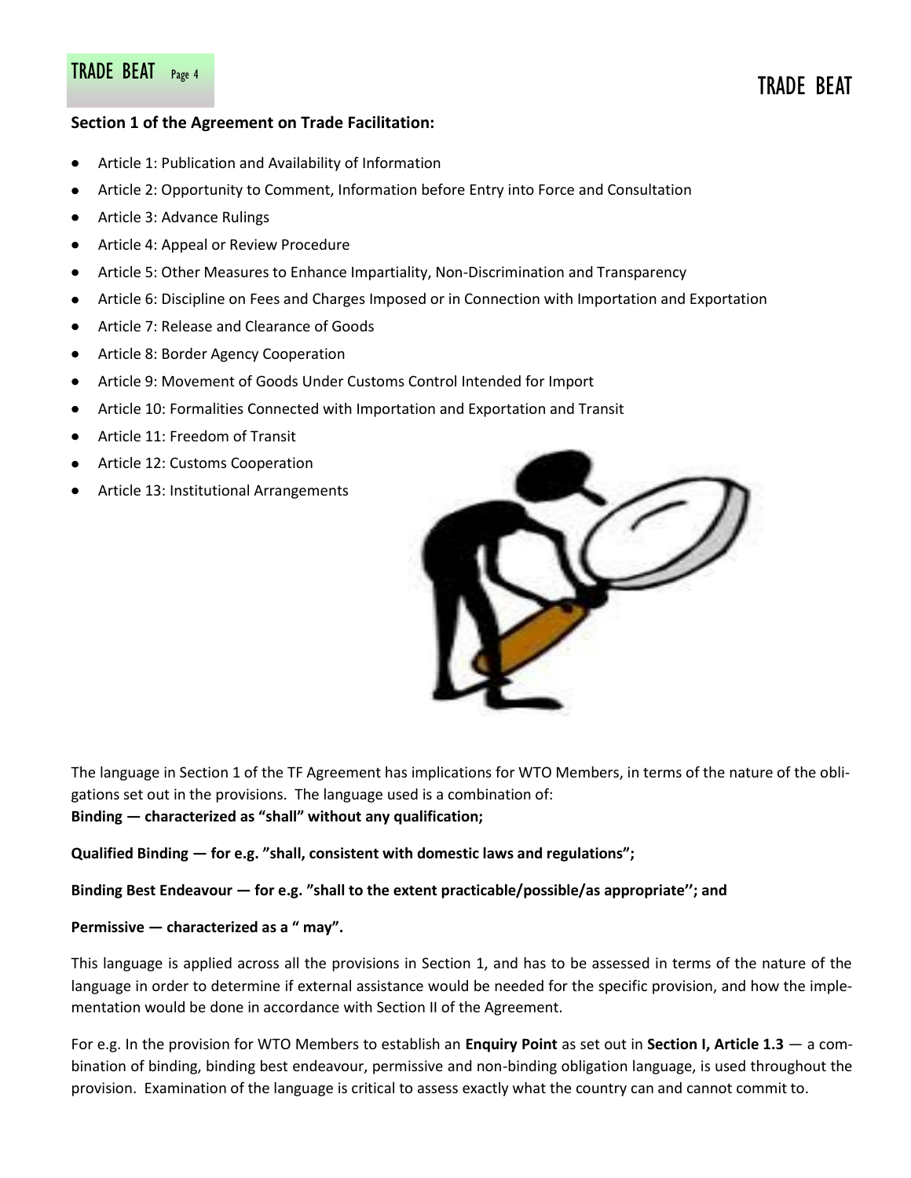**Section 1 of the Agreement on Trade Facilitation:**

- Article 1: Publication and Availability of Information
- Article 2: Opportunity to Comment, Information before Entry into Force and Consultation
- Article 3: Advance Rulings
- Article 4: Appeal or Review Procedure
- Article 5: Other Measures to Enhance Impartiality, Non-Discrimination and Transparency
- Article 6: Discipline on Fees and Charges Imposed or in Connection with Importation and Exportation
- Article 7: Release and Clearance of Goods
- Article 8: Border Agency Cooperation
- Article 9: Movement of Goods Under Customs Control Intended for Import
- Article 10: Formalities Connected with Importation and Exportation and Transit
- Article 11: Freedom of Transit
- Article 12: Customs Cooperation
- Article 13: Institutional Arrangements

The language in Section 1 of the TF Agreement has implications for WTO Members, in terms of the nature of the obligations set out in the provisions. The language used is a combination of:

**Binding — characterized as "shall" without any qualification;**

**Qualified Binding — for e.g. "shall, consistent with domestic laws and regulations";**

**Binding Best Endeavour — for e.g. "shall to the extent practicable/possible/as appropriate''; and**

**Permissive — characterized as a " may".**

This language is applied across all the provisions in Section 1, and has to be assessed in terms of the nature of the language in order to determine if external assistance would be needed for the specific provision, and how the implementation would be done in accordance with Section II of the Agreement.

For e.g. In the provision for WTO Members to establish an **Enquiry Point** as set out in **Section I, Article 1.3** — a combination of binding, binding best endeavour, permissive and non-binding obligation language, is used throughout the provision. Examination of the language is critical to assess exactly what the country can and cannot commit to.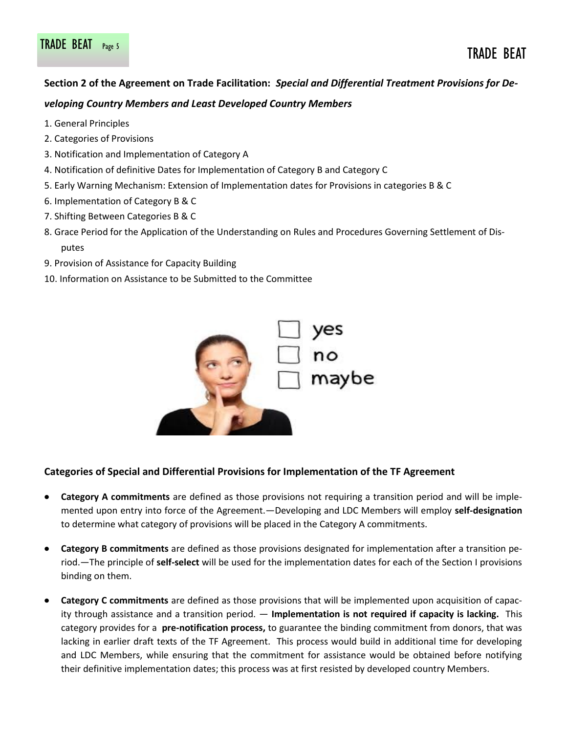**Section 2 of the Agreement on Trade Facilitation:** ***Special and Differential Treatment Provisions for Developing Country Members and Least Developed Country Members***

1. General Principles
2. Categories of Provisions
3. Notification and Implementation of Category A
4. Notification of definitive Dates for Implementation of Category B and Category C
5. Early Warning Mechanism: Extension of Implementation dates for Provisions in categories B & C
6. Implementation of Category B & C
7. Shifting Between Categories B & C
8. Grace Period for the Application of the Understanding on Rules and Procedures Governing Settlement of Disputes
9. Provision of Assistance for Capacity Building
10. Information on Assistance to be Submitted to the Committee

### Categories of Special and Differential Provisions for Implementation of the TF Agreement

- **Category A commitments** are defined as those provisions not requiring a transition period and will be implemented upon entry into force of the Agreement.—Developing and LDC Members will employ **self-designation** to determine what category of provisions will be placed in the Category A commitments.

- **Category B commitments** are defined as those provisions designated for implementation after a transition period.—The principle of **self-select** will be used for the implementation dates for each of the Section I provisions binding on them.

- **Category C commitments** are defined as those provisions that will be implemented upon acquisition of capacity through assistance and a transition period. — **Implementation is not required if capacity is lacking.** This category provides for a **pre-notification process,** to guarantee the binding commitment from donors, that was lacking in earlier draft texts of the TF Agreement. This process would build in additional time for developing and LDC Members, while ensuring that the commitment for assistance would be obtained before notifying their definitive implementation dates; this process was at first resisted by developed country Members.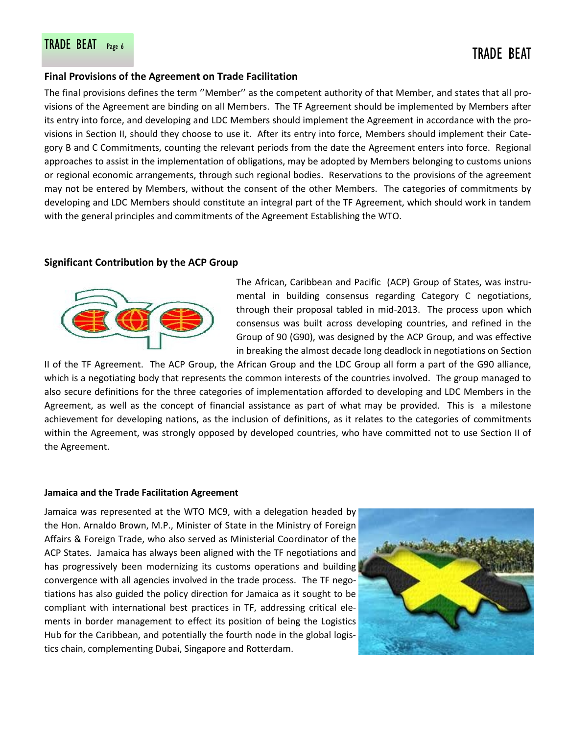## Final Provisions of the Agreement on Trade Facilitation

The final provisions defines the term ''Member'' as the competent authority of that Member, and states that all provisions of the Agreement are binding on all Members. The TF Agreement should be implemented by Members after its entry into force, and developing and LDC Members should implement the Agreement in accordance with the provisions in Section II, should they choose to use it. After its entry into force, Members should implement their Category B and C Commitments, counting the relevant periods from the date the Agreement enters into force. Regional approaches to assist in the implementation of obligations, may be adopted by Members belonging to customs unions or regional economic arrangements, through such regional bodies. Reservations to the provisions of the agreement may not be entered by Members, without the consent of the other Members. The categories of commitments by developing and LDC Members should constitute an integral part of the TF Agreement, which should work in tandem with the general principles and commitments of the Agreement Establishing the WTO.

## Significant Contribution by the ACP Group

The African, Caribbean and Pacific (ACP) Group of States, was instrumental in building consensus regarding Category C negotiations, through their proposal tabled in mid-2013. The process upon which consensus was built across developing countries, and refined in the Group of 90 (G90), was designed by the ACP Group, and was effective in breaking the almost decade long deadlock in negotiations on Section II of the TF Agreement. The ACP Group, the African Group and the LDC Group all form a part of the G90 alliance, which is a negotiating body that represents the common interests of the countries involved. The group managed to also secure definitions for the three categories of implementation afforded to developing and LDC Members in the Agreement, as well as the concept of financial assistance as part of what may be provided. This is a milestone achievement for developing nations, as the inclusion of definitions, as it relates to the categories of commitments within the Agreement, was strongly opposed by developed countries, who have committed not to use Section II of the Agreement.

## Jamaica and the Trade Facilitation Agreement

Jamaica was represented at the WTO MC9, with a delegation headed by the Hon. Arnaldo Brown, M.P., Minister of State in the Ministry of Foreign Affairs & Foreign Trade, who also served as Ministerial Coordinator of the ACP States. Jamaica has always been aligned with the TF negotiations and has progressively been modernizing its customs operations and building convergence with all agencies involved in the trade process. The TF negotiations has also guided the policy direction for Jamaica as it sought to be compliant with international best practices in TF, addressing critical elements in border management to effect its position of being the Logistics Hub for the Caribbean, and potentially the fourth node in the global logistics chain, complementing Dubai, Singapore and Rotterdam.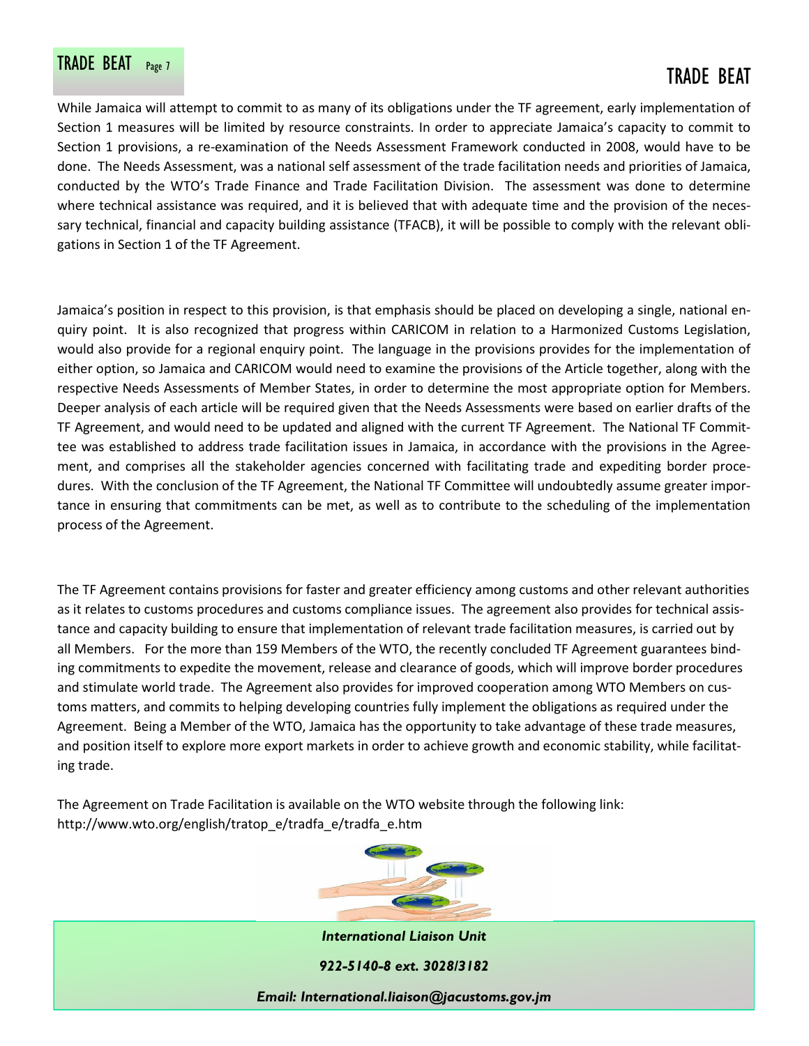While Jamaica will attempt to commit to as many of its obligations under the TF agreement, early implementation of Section 1 measures will be limited by resource constraints. In order to appreciate Jamaica's capacity to commit to Section 1 provisions, a re-examination of the Needs Assessment Framework conducted in 2008, would have to be done. The Needs Assessment, was a national self assessment of the trade facilitation needs and priorities of Jamaica, conducted by the WTO's Trade Finance and Trade Facilitation Division. The assessment was done to determine where technical assistance was required, and it is believed that with adequate time and the provision of the necessary technical, financial and capacity building assistance (TFACB), it will be possible to comply with the relevant obligations in Section 1 of the TF Agreement.

Jamaica's position in respect to this provision, is that emphasis should be placed on developing a single, national enquiry point. It is also recognized that progress within CARICOM in relation to a Harmonized Customs Legislation, would also provide for a regional enquiry point. The language in the provisions provides for the implementation of either option, so Jamaica and CARICOM would need to examine the provisions of the Article together, along with the respective Needs Assessments of Member States, in order to determine the most appropriate option for Members. Deeper analysis of each article will be required given that the Needs Assessments were based on earlier drafts of the TF Agreement, and would need to be updated and aligned with the current TF Agreement. The National TF Committee was established to address trade facilitation issues in Jamaica, in accordance with the provisions in the Agreement, and comprises all the stakeholder agencies concerned with facilitating trade and expediting border procedures. With the conclusion of the TF Agreement, the National TF Committee will undoubtedly assume greater importance in ensuring that commitments can be met, as well as to contribute to the scheduling of the implementation process of the Agreement.

The TF Agreement contains provisions for faster and greater efficiency among customs and other relevant authorities as it relates to customs procedures and customs compliance issues. The agreement also provides for technical assistance and capacity building to ensure that implementation of relevant trade facilitation measures, is carried out by all Members. For the more than 159 Members of the WTO, the recently concluded TF Agreement guarantees binding commitments to expedite the movement, release and clearance of goods, which will improve border procedures and stimulate world trade. The Agreement also provides for improved cooperation among WTO Members on customs matters, and commits to helping developing countries fully implement the obligations as required under the Agreement. Being a Member of the WTO, Jamaica has the opportunity to take advantage of these trade measures, and position itself to explore more export markets in order to achieve growth and economic stability, while facilitating trade.

The Agreement on Trade Facilitation is available on the WTO website through the following link:
http://www.wto.org/english/tratop_e/tradfa_e/tradfa_e.htm

***International Liaison Unit***

***922-5140-8 ext. 3028/3182***

***Email: International.liaison@jacustoms.gov.jm***